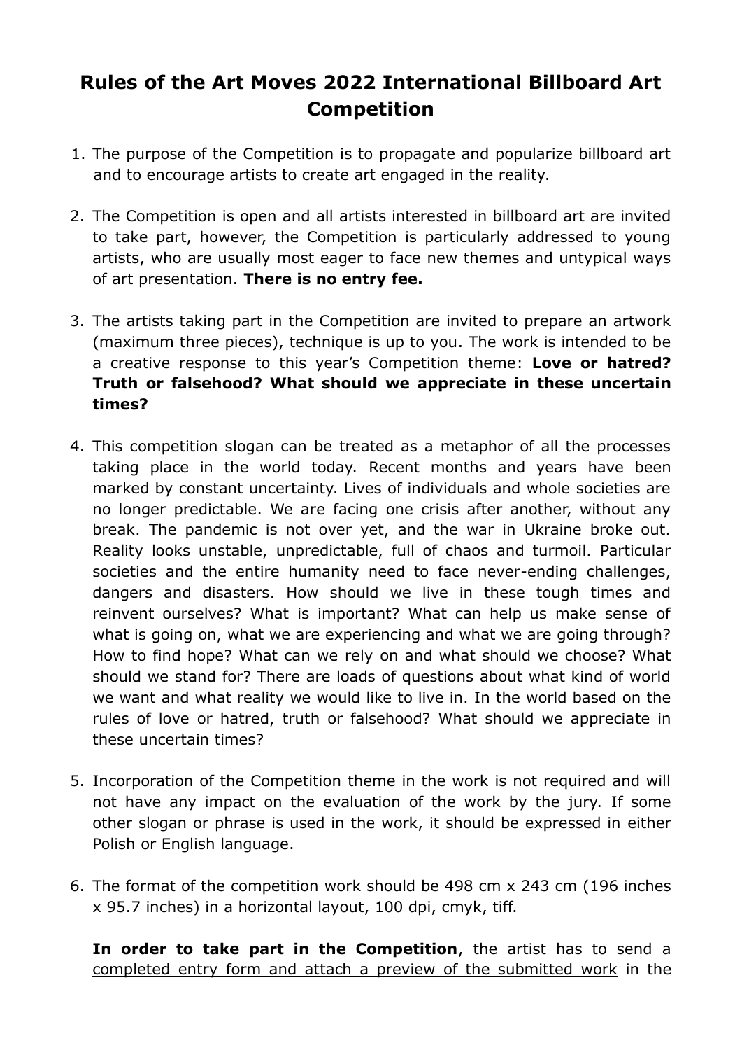# Rules of the Art Moves 2022 International Billboard Art Competition

1. The purpose of the Competition is to propagate and popularize billboard art and to encourage artists to create art engaged in the reality.

2. The Competition is open and all artists interested in billboard art are invited to take part, however, the Competition is particularly addressed to young artists, who are usually most eager to face new themes and untypical ways of art presentation. **There is no entry fee.**

3. The artists taking part in the Competition are invited to prepare an artwork (maximum three pieces), technique is up to you. The work is intended to be a creative response to this year's Competition theme: **Love or hatred? Truth or falsehood? What should we appreciate in these uncertain times?**

4. This competition slogan can be treated as a metaphor of all the processes taking place in the world today. Recent months and years have been marked by constant uncertainty. Lives of individuals and whole societies are no longer predictable. We are facing one crisis after another, without any break. The pandemic is not over yet, and the war in Ukraine broke out. Reality looks unstable, unpredictable, full of chaos and turmoil. Particular societies and the entire humanity need to face never-ending challenges, dangers and disasters. How should we live in these tough times and reinvent ourselves? What is important? What can help us make sense of what is going on, what we are experiencing and what we are going through? How to find hope? What can we rely on and what should we choose? What should we stand for? There are loads of questions about what kind of world we want and what reality we would like to live in. In the world based on the rules of love or hatred, truth or falsehood? What should we appreciate in these uncertain times?

5. Incorporation of the Competition theme in the work is not required and will not have any impact on the evaluation of the work by the jury. If some other slogan or phrase is used in the work, it should be expressed in either Polish or English language.

6. The format of the competition work should be 498 cm x 243 cm (196 inches x 95.7 inches) in a horizontal layout, 100 dpi, cmyk, tiff.

   **In order to take part in the Competition**, the artist has to send a completed entry form and attach a preview of the submitted work in the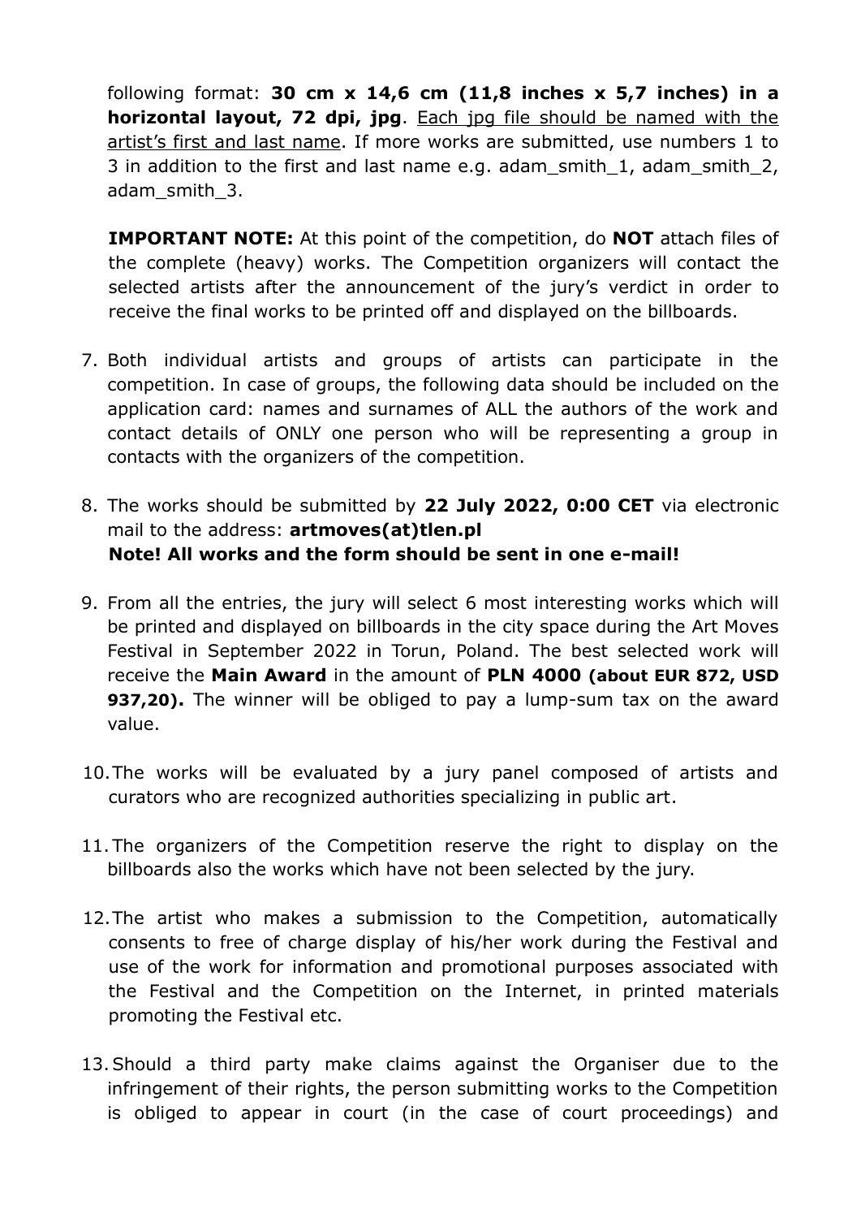following format: **30 cm x 14,6 cm (11,8 inches x 5,7 inches) in a horizontal layout, 72 dpi, jpg**. Each jpg file should be named with the artist's first and last name. If more works are submitted, use numbers 1 to 3 in addition to the first and last name e.g. adam_smith_1, adam_smith_2, adam_smith_3.

**IMPORTANT NOTE:** At this point of the competition, do **NOT** attach files of the complete (heavy) works. The Competition organizers will contact the selected artists after the announcement of the jury's verdict in order to receive the final works to be printed off and displayed on the billboards.

7. Both individual artists and groups of artists can participate in the competition. In case of groups, the following data should be included on the application card: names and surnames of ALL the authors of the work and contact details of ONLY one person who will be representing a group in contacts with the organizers of the competition.

8. The works should be submitted by **22 July 2022, 0:00 CET** via electronic mail to the address: **artmoves(at)tlen.pl**
   **Note! All works and the form should be sent in one e-mail!**

9. From all the entries, the jury will select 6 most interesting works which will be printed and displayed on billboards in the city space during the Art Moves Festival in September 2022 in Torun, Poland. The best selected work will receive the **Main Award** in the amount of **PLN 4000 (about EUR 872, USD 937,20).** The winner will be obliged to pay a lump-sum tax on the award value.

10. The works will be evaluated by a jury panel composed of artists and curators who are recognized authorities specializing in public art.

11. The organizers of the Competition reserve the right to display on the billboards also the works which have not been selected by the jury.

12. The artist who makes a submission to the Competition, automatically consents to free of charge display of his/her work during the Festival and use of the work for information and promotional purposes associated with the Festival and the Competition on the Internet, in printed materials promoting the Festival etc.

13. Should a third party make claims against the Organiser due to the infringement of their rights, the person submitting works to the Competition is obliged to appear in court (in the case of court proceedings) and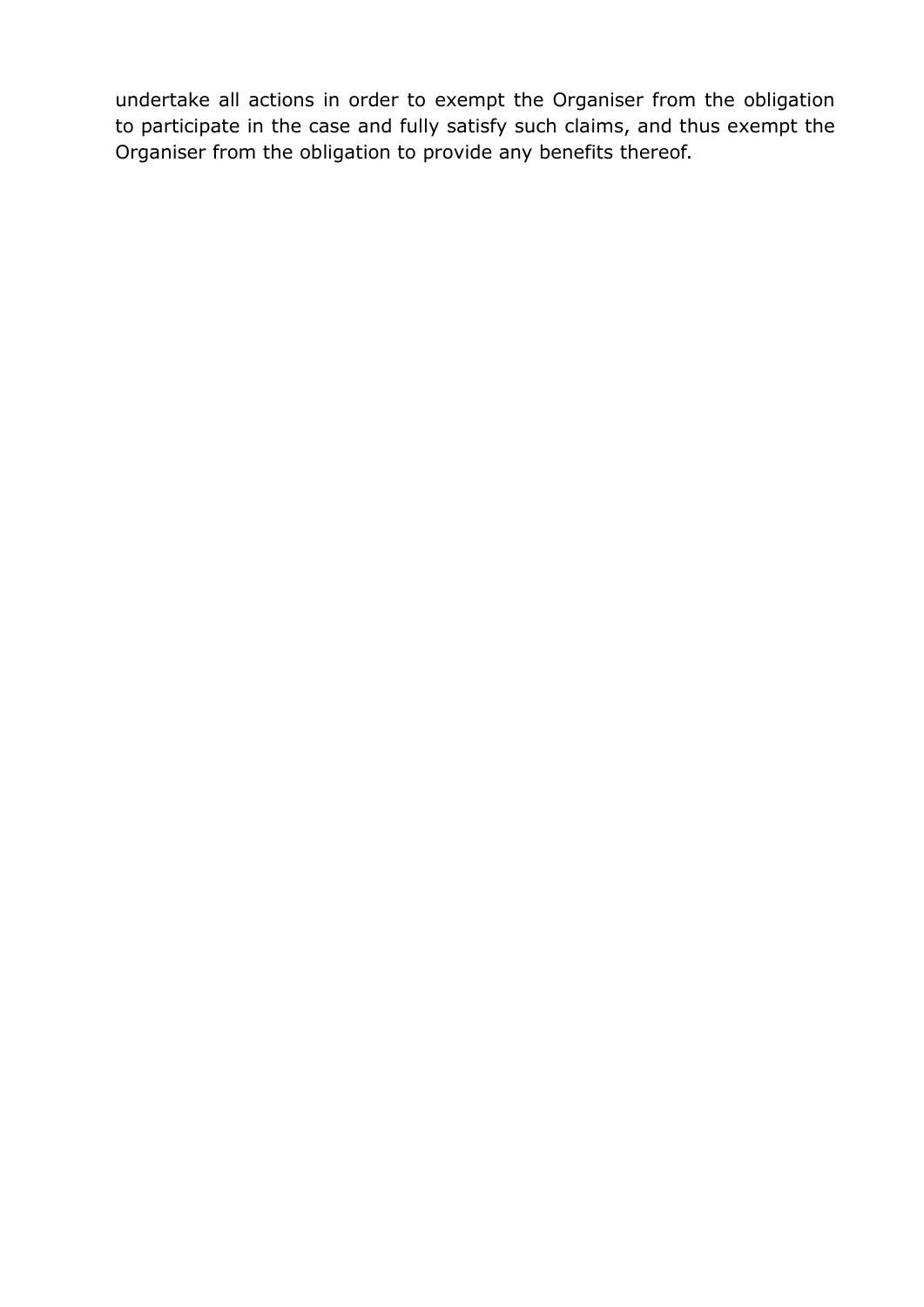undertake all actions in order to exempt the Organiser from the obligation to participate in the case and fully satisfy such claims, and thus exempt the Organiser from the obligation to provide any benefits thereof.